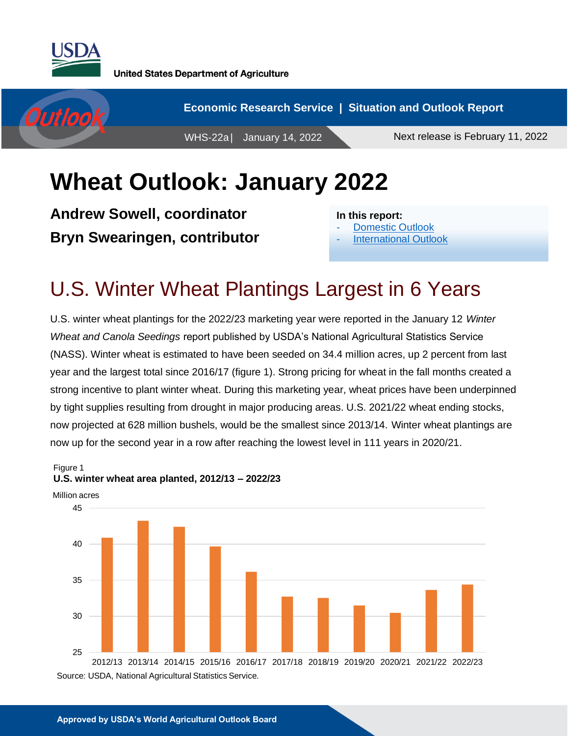**United States Department of Agriculture**

**Economic Research Service | Situation and Outlook Report**

WHS-22a | January 14, 2022

Next release is February 11, 2022

# Wheat Outlook: January 2022

**Andrew Sowell, coordinator**
**Bryn Swearingen, contributor**

**In this report:**
- Domestic Outlook
- International Outlook

## U.S. Winter Wheat Plantings Largest in 6 Years

U.S. winter wheat plantings for the 2022/23 marketing year were reported in the January 12 *Winter Wheat and Canola Seedings* report published by USDA's National Agricultural Statistics Service (NASS). Winter wheat is estimated to have been seeded on 34.4 million acres, up 2 percent from last year and the largest total since 2016/17 (figure 1). Strong pricing for wheat in the fall months created a strong incentive to plant winter wheat. During this marketing year, wheat prices have been underpinned by tight supplies resulting from drought in major producing areas. U.S. 2021/22 wheat ending stocks, now projected at 628 million bushels, would be the smallest since 2013/14. Winter wheat plantings are now up for the second year in a row after reaching the lowest level in 111 years in 2020/21.

Figure 1
**U.S. winter wheat area planted, 2012/13 – 2022/23**

Million acres

Source: USDA, National Agricultural Statistics Service.

**Approved by USDA's World Agricultural Outlook Board**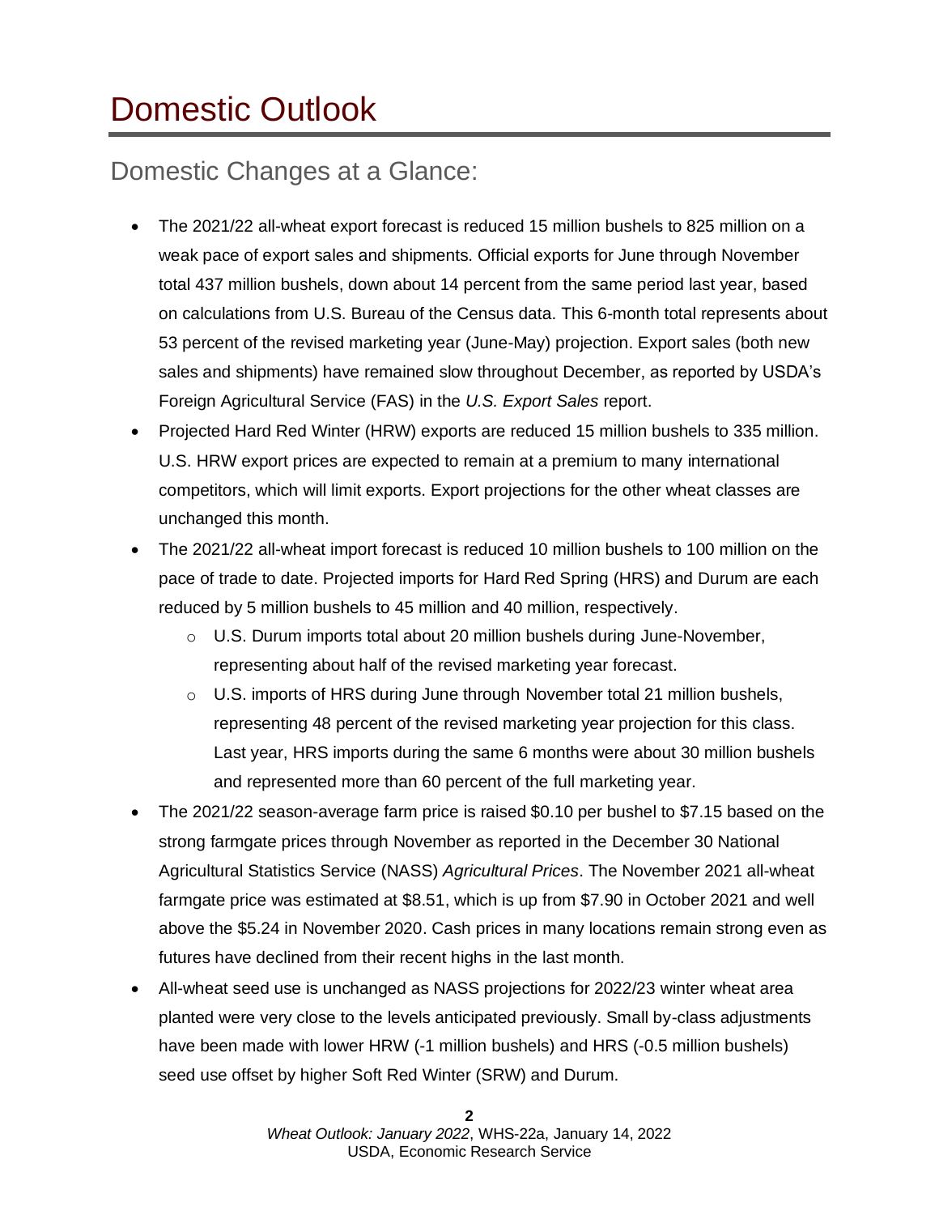# Domestic Outlook

## Domestic Changes at a Glance:

- The 2021/22 all-wheat export forecast is reduced 15 million bushels to 825 million on a weak pace of export sales and shipments. Official exports for June through November total 437 million bushels, down about 14 percent from the same period last year, based on calculations from U.S. Bureau of the Census data. This 6-month total represents about 53 percent of the revised marketing year (June-May) projection. Export sales (both new sales and shipments) have remained slow throughout December, as reported by USDA's Foreign Agricultural Service (FAS) in the *U.S. Export Sales* report.
- Projected Hard Red Winter (HRW) exports are reduced 15 million bushels to 335 million. U.S. HRW export prices are expected to remain at a premium to many international competitors, which will limit exports. Export projections for the other wheat classes are unchanged this month.
- The 2021/22 all-wheat import forecast is reduced 10 million bushels to 100 million on the pace of trade to date. Projected imports for Hard Red Spring (HRS) and Durum are each reduced by 5 million bushels to 45 million and 40 million, respectively.
  - U.S. Durum imports total about 20 million bushels during June-November, representing about half of the revised marketing year forecast.
  - U.S. imports of HRS during June through November total 21 million bushels, representing 48 percent of the revised marketing year projection for this class. Last year, HRS imports during the same 6 months were about 30 million bushels and represented more than 60 percent of the full marketing year.
- The 2021/22 season-average farm price is raised $0.10 per bushel to $7.15 based on the strong farmgate prices through November as reported in the December 30 National Agricultural Statistics Service (NASS) *Agricultural Prices*. The November 2021 all-wheat farmgate price was estimated at $8.51, which is up from $7.90 in October 2021 and well above the $5.24 in November 2020. Cash prices in many locations remain strong even as futures have declined from their recent highs in the last month.
- All-wheat seed use is unchanged as NASS projections for 2022/23 winter wheat area planted were very close to the levels anticipated previously. Small by-class adjustments have been made with lower HRW (-1 million bushels) and HRS (-0.5 million bushels) seed use offset by higher Soft Red Winter (SRW) and Durum.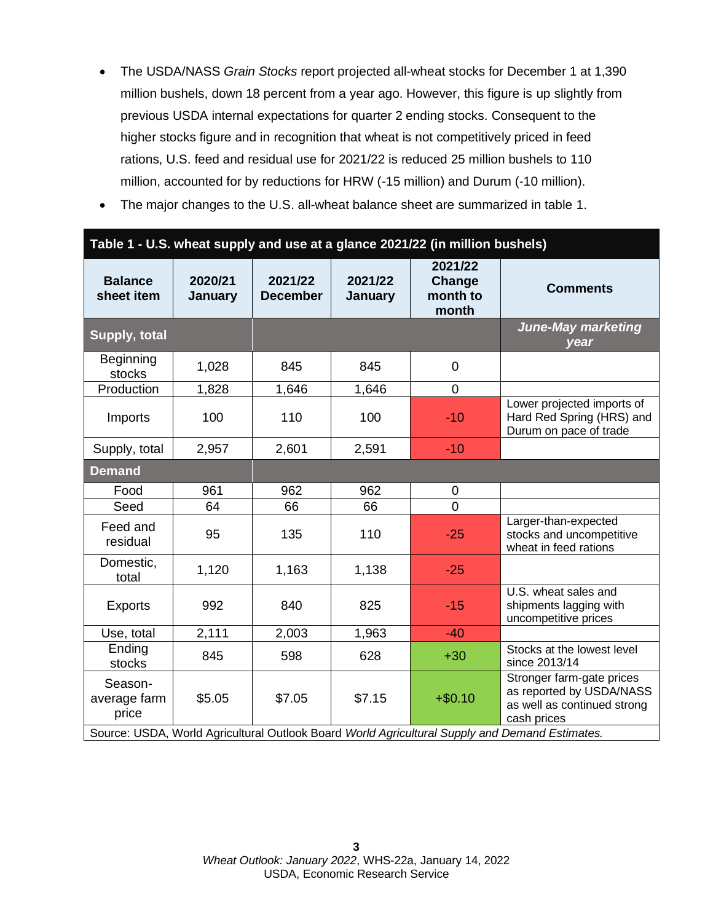- The USDA/NASS *Grain Stocks* report projected all-wheat stocks for December 1 at 1,390 million bushels, down 18 percent from a year ago. However, this figure is up slightly from previous USDA internal expectations for quarter 2 ending stocks. Consequent to the higher stocks figure and in recognition that wheat is not competitively priced in feed rations, U.S. feed and residual use for 2021/22 is reduced 25 million bushels to 110 million, accounted for by reductions for HRW (-15 million) and Durum (-10 million).
- The major changes to the U.S. all-wheat balance sheet are summarized in table 1.

**Table 1 - U.S. wheat supply and use at a glance 2021/22 (in million bushels)**

| Balance sheet item | 2020/21 January | 2021/22 December | 2021/22 January | 2021/22 Change month to month | Comments |
|---|---|---|---|---|---|
| **Supply, total** | | | | | ***June-May marketing year*** |
| Beginning stocks | 1,028 | 845 | 845 | 0 | |
| Production | 1,828 | 1,646 | 1,646 | 0 | |
| Imports | 100 | 110 | 100 | -10 | Lower projected imports of Hard Red Spring (HRS) and Durum on pace of trade |
| Supply, total | 2,957 | 2,601 | 2,591 | -10 | |
| **Demand** | | | | | |
| Food | 961 | 962 | 962 | 0 | |
| Seed | 64 | 66 | 66 | 0 | |
| Feed and residual | 95 | 135 | 110 | -25 | Larger-than-expected stocks and uncompetitive wheat in feed rations |
| Domestic, total | 1,120 | 1,163 | 1,138 | -25 | |
| Exports | 992 | 840 | 825 | -15 | U.S. wheat sales and shipments lagging with uncompetitive prices |
| Use, total | 2,111 | 2,003 | 1,963 | -40 | |
| Ending stocks | 845 | 598 | 628 | +30 | Stocks at the lowest level since 2013/14 |
| Season-average farm price | $5.05 | $7.05 | $7.15 | +$0.10 | Stronger farm-gate prices as reported by USDA/NASS as well as continued strong cash prices |

Source: USDA, World Agricultural Outlook Board *World Agricultural Supply and Demand Estimates.*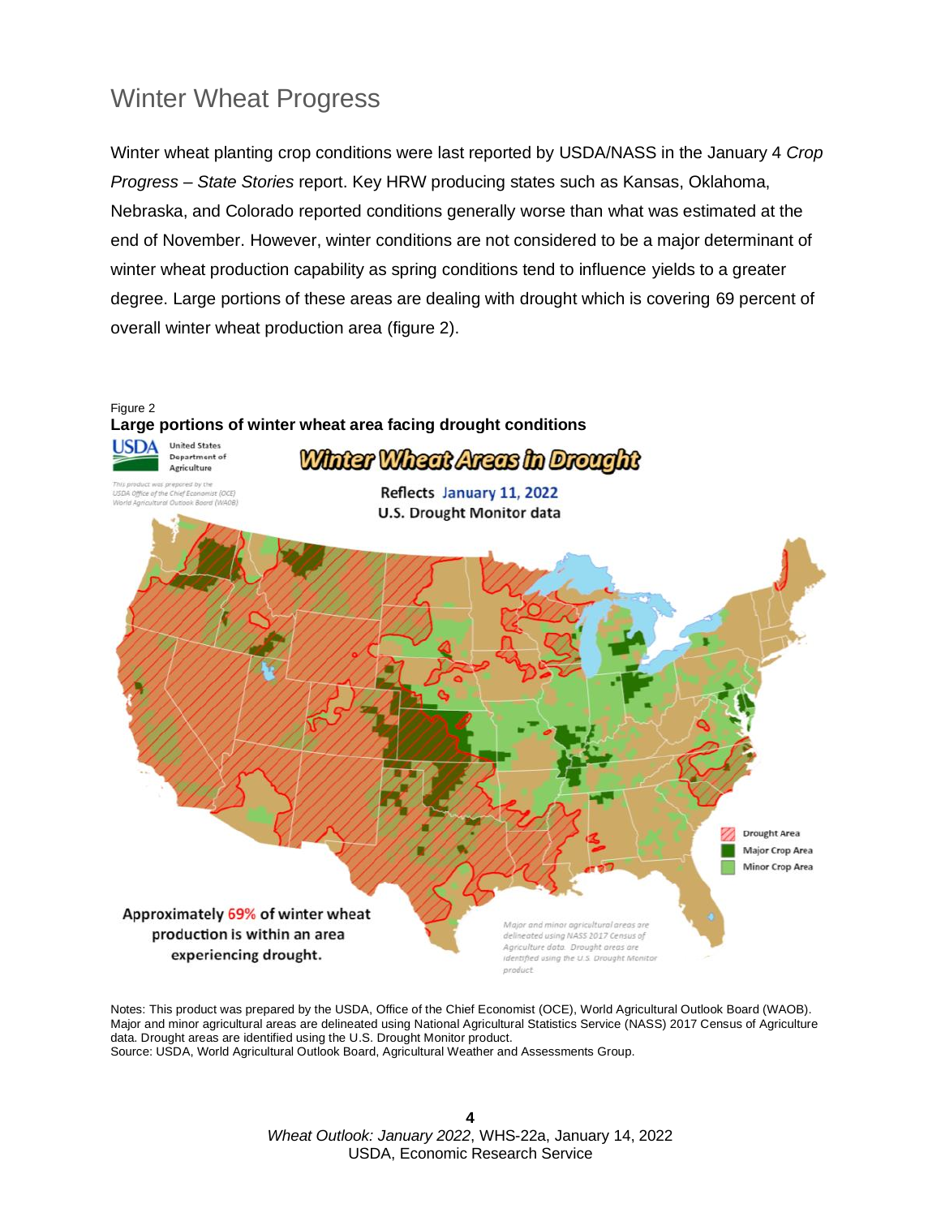## Winter Wheat Progress

Winter wheat planting crop conditions were last reported by USDA/NASS in the January 4 *Crop Progress – State Stories* report. Key HRW producing states such as Kansas, Oklahoma, Nebraska, and Colorado reported conditions generally worse than what was estimated at the end of November. However, winter conditions are not considered to be a major determinant of winter wheat production capability as spring conditions tend to influence yields to a greater degree. Large portions of these areas are dealing with drought which is covering 69 percent of overall winter wheat production area (figure 2).

Figure 2

**Large portions of winter wheat area facing drought conditions**

Notes: This product was prepared by the USDA, Office of the Chief Economist (OCE), World Agricultural Outlook Board (WAOB). Major and minor agricultural areas are delineated using National Agricultural Statistics Service (NASS) 2017 Census of Agriculture data. Drought areas are identified using the U.S. Drought Monitor product.
Source: USDA, World Agricultural Outlook Board, Agricultural Weather and Assessments Group.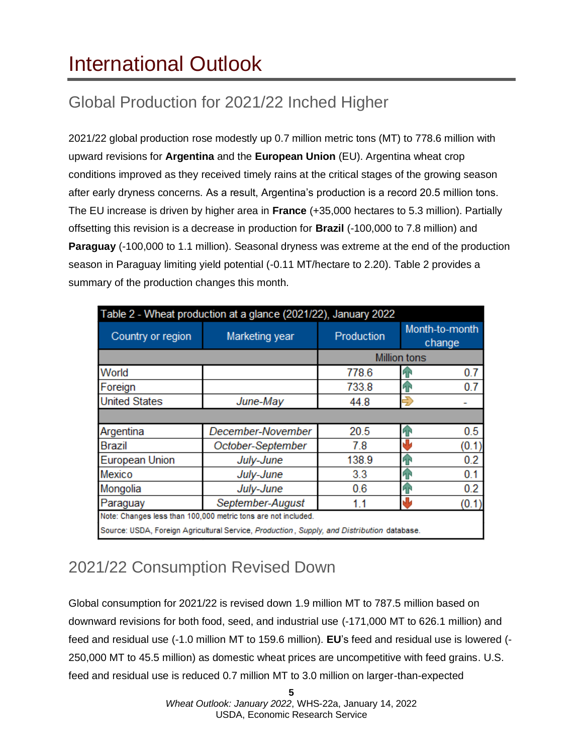# International Outlook

## Global Production for 2021/22 Inched Higher

2021/22 global production rose modestly up 0.7 million metric tons (MT) to 778.6 million with upward revisions for **Argentina** and the **European Union** (EU). Argentina wheat crop conditions improved as they received timely rains at the critical stages of the growing season after early dryness concerns. As a result, Argentina's production is a record 20.5 million tons. The EU increase is driven by higher area in **France** (+35,000 hectares to 5.3 million). Partially offsetting this revision is a decrease in production for **Brazil** (-100,000 to 7.8 million) and **Paraguay** (-100,000 to 1.1 million). Seasonal dryness was extreme at the end of the production season in Paraguay limiting yield potential (-0.11 MT/hectare to 2.20). Table 2 provides a summary of the production changes this month.

| Table 2 - Wheat production at a glance (2021/22), January 2022 | | | |
|---|---|---|---|
| Country or region | Marketing year | Production | Month-to-month change |
| | | Million tons | |
| World | | 778.6 | 0.7 |
| Foreign | | 733.8 | 0.7 |
| United States | *June-May* | 44.8 | - |
| | | | |
| Argentina | *December-November* | 20.5 | 0.5 |
| Brazil | *October-September* | 7.8 | (0.1) |
| European Union | *July-June* | 138.9 | 0.2 |
| Mexico | *July-June* | 3.3 | 0.1 |
| Mongolia | *July-June* | 0.6 | 0.2 |
| Paraguay | *September-August* | 1.1 | (0.1) |

Note: Changes less than 100,000 metric tons are not included.

Source: USDA, Foreign Agricultural Service, *Production, Supply, and Distribution* database.

## 2021/22 Consumption Revised Down

Global consumption for 2021/22 is revised down 1.9 million MT to 787.5 million based on downward revisions for both food, seed, and industrial use (-171,000 MT to 626.1 million) and feed and residual use (-1.0 million MT to 159.6 million). **EU**'s feed and residual use is lowered (-250,000 MT to 45.5 million) as domestic wheat prices are uncompetitive with feed grains. U.S. feed and residual use is reduced 0.7 million MT to 3.0 million on larger-than-expected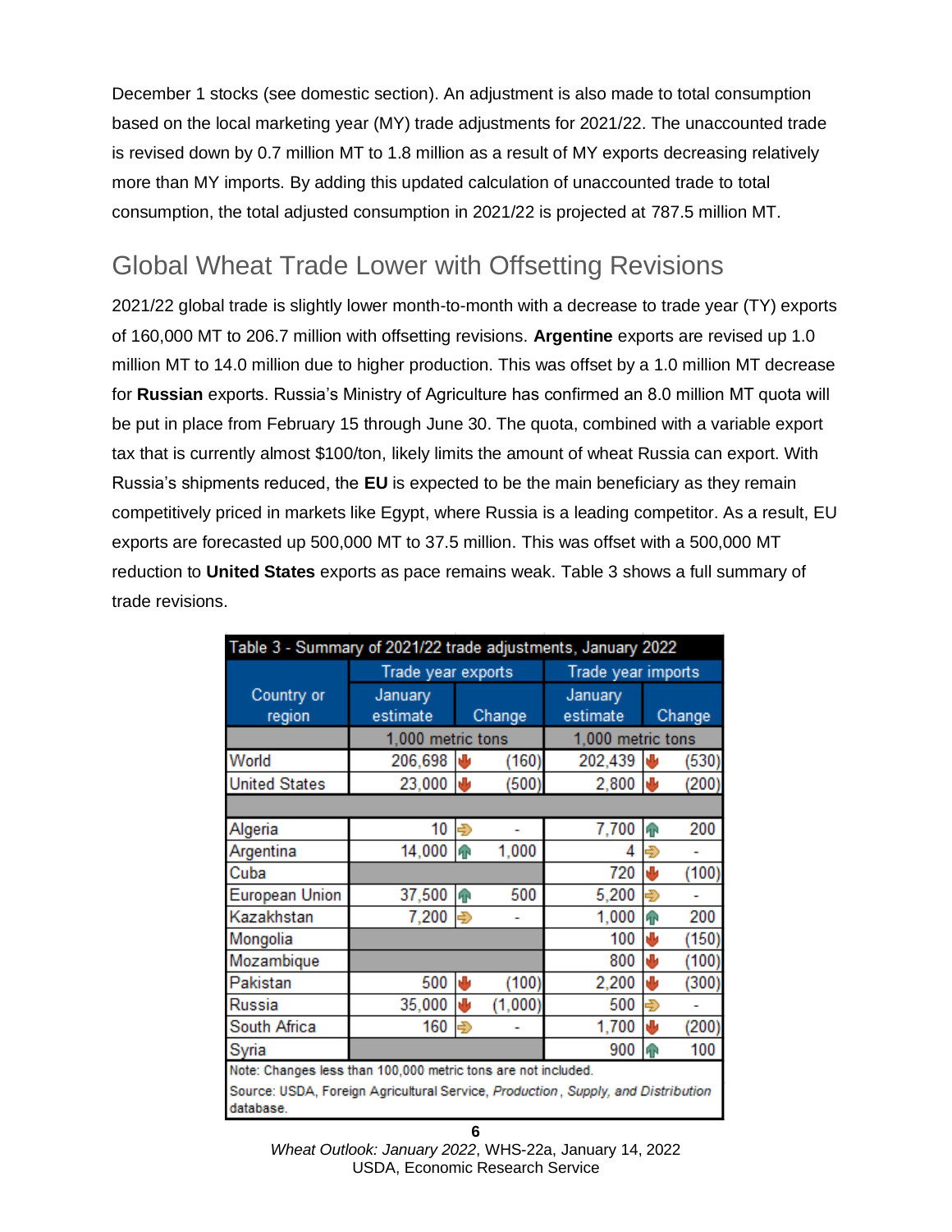December 1 stocks (see domestic section). An adjustment is also made to total consumption based on the local marketing year (MY) trade adjustments for 2021/22. The unaccounted trade is revised down by 0.7 million MT to 1.8 million as a result of MY exports decreasing relatively more than MY imports. By adding this updated calculation of unaccounted trade to total consumption, the total adjusted consumption in 2021/22 is projected at 787.5 million MT.

## Global Wheat Trade Lower with Offsetting Revisions

2021/22 global trade is slightly lower month-to-month with a decrease to trade year (TY) exports of 160,000 MT to 206.7 million with offsetting revisions. **Argentine** exports are revised up 1.0 million MT to 14.0 million due to higher production. This was offset by a 1.0 million MT decrease for **Russian** exports. Russia's Ministry of Agriculture has confirmed an 8.0 million MT quota will be put in place from February 15 through June 30. The quota, combined with a variable export tax that is currently almost $100/ton, likely limits the amount of wheat Russia can export. With Russia's shipments reduced, the **EU** is expected to be the main beneficiary as they remain competitively priced in markets like Egypt, where Russia is a leading competitor. As a result, EU exports are forecasted up 500,000 MT to 37.5 million. This was offset with a 500,000 MT reduction to **United States** exports as pace remains weak. Table 3 shows a full summary of trade revisions.

Table 3 - Summary of 2021/22 trade adjustments, January 2022

| Country or region | Trade year exports | | Trade year imports | |
|---|---|---|---|---|
| | January estimate | Change | January estimate | Change |
| | 1,000 metric tons | | 1,000 metric tons | |
| World | 206,698 | (160) | 202,439 | (530) |
| United States | 23,000 | (500) | 2,800 | (200) |
| | | | | |
| Algeria | 10 | - | 7,700 | 200 |
| Argentina | 14,000 | 1,000 | 4 | - |
| Cuba | | | 720 | (100) |
| European Union | 37,500 | 500 | 5,200 | - |
| Kazakhstan | 7,200 | - | 1,000 | 200 |
| Mongolia | | | 100 | (150) |
| Mozambique | | | 800 | (100) |
| Pakistan | 500 | (100) | 2,200 | (300) |
| Russia | 35,000 | (1,000) | 500 | - |
| South Africa | 160 | - | 1,700 | (200) |
| Syria | | | 900 | 100 |

Note: Changes less than 100,000 metric tons are not included.

Source: USDA, Foreign Agricultural Service, *Production, Supply, and Distribution* database.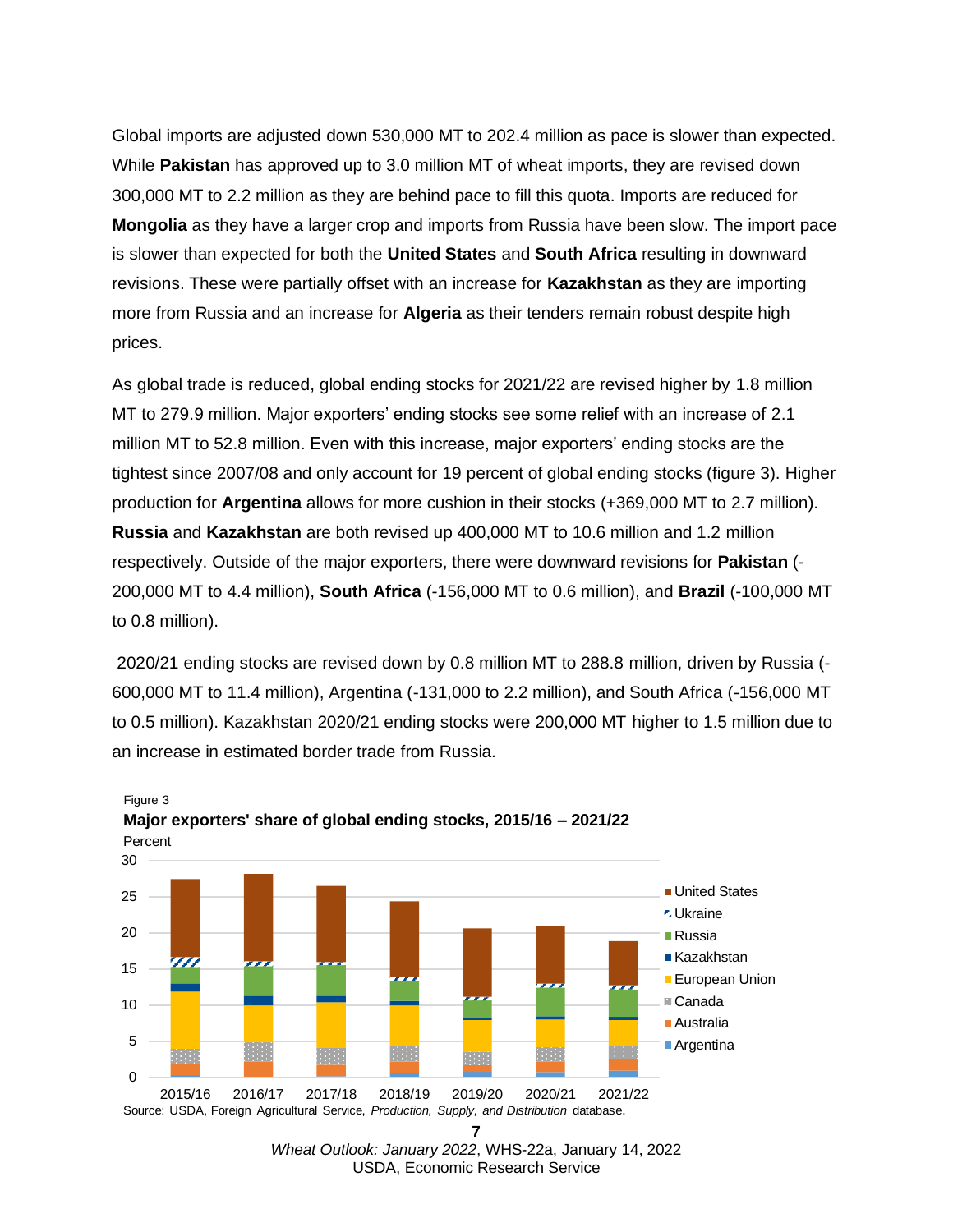Global imports are adjusted down 530,000 MT to 202.4 million as pace is slower than expected. While **Pakistan** has approved up to 3.0 million MT of wheat imports, they are revised down 300,000 MT to 2.2 million as they are behind pace to fill this quota. Imports are reduced for **Mongolia** as they have a larger crop and imports from Russia have been slow. The import pace is slower than expected for both the **United States** and **South Africa** resulting in downward revisions. These were partially offset with an increase for **Kazakhstan** as they are importing more from Russia and an increase for **Algeria** as their tenders remain robust despite high prices.

As global trade is reduced, global ending stocks for 2021/22 are revised higher by 1.8 million MT to 279.9 million. Major exporters' ending stocks see some relief with an increase of 2.1 million MT to 52.8 million. Even with this increase, major exporters' ending stocks are the tightest since 2007/08 and only account for 19 percent of global ending stocks (figure 3). Higher production for **Argentina** allows for more cushion in their stocks (+369,000 MT to 2.7 million). **Russia** and **Kazakhstan** are both revised up 400,000 MT to 10.6 million and 1.2 million respectively. Outside of the major exporters, there were downward revisions for **Pakistan** (-200,000 MT to 4.4 million), **South Africa** (-156,000 MT to 0.6 million), and **Brazil** (-100,000 MT to 0.8 million).

2020/21 ending stocks are revised down by 0.8 million MT to 288.8 million, driven by Russia (-600,000 MT to 11.4 million), Argentina (-131,000 to 2.2 million), and South Africa (-156,000 MT to 0.5 million). Kazakhstan 2020/21 ending stocks were 200,000 MT higher to 1.5 million due to an increase in estimated border trade from Russia.

Figure 3

**Major exporters' share of global ending stocks, 2015/16 – 2021/22**

Percent

Legend: United States, Ukraine, Russia, Kazakhstan, European Union, Canada, Australia, Argentina

Years: 2015/16, 2016/17, 2017/18, 2018/19, 2019/20, 2020/21, 2021/22

Source: USDA, Foreign Agricultural Service, *Production, Supply, and Distribution* database.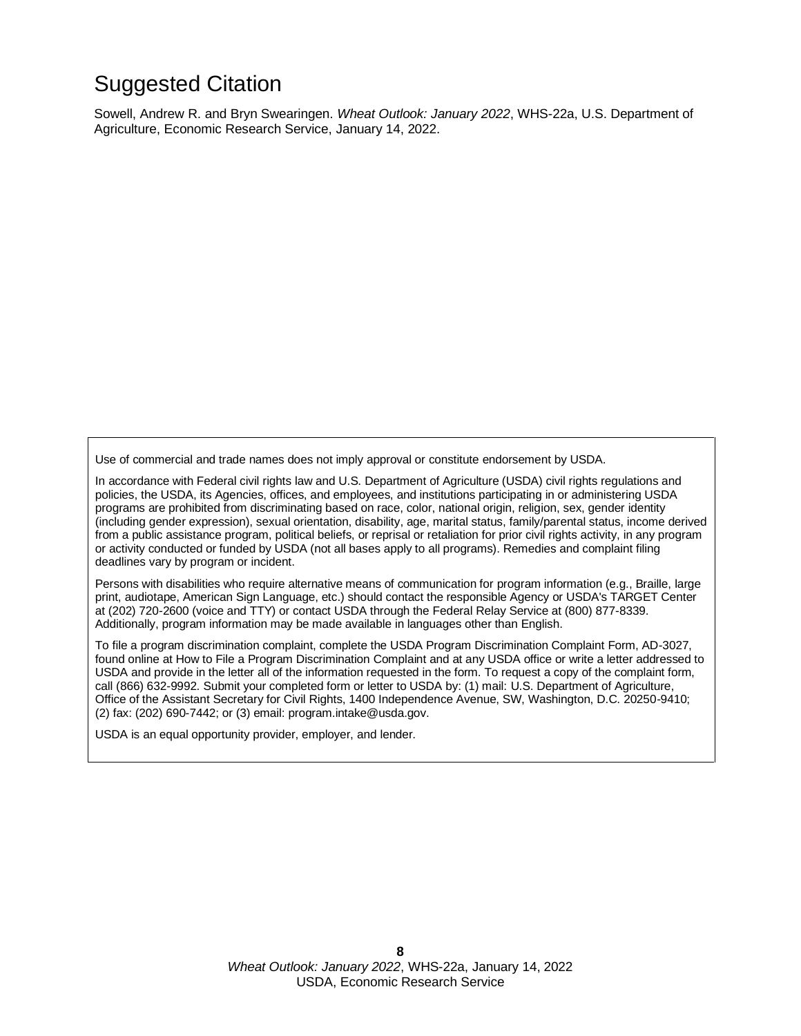# Suggested Citation

Sowell, Andrew R. and Bryn Swearingen. *Wheat Outlook: January 2022*, WHS-22a, U.S. Department of Agriculture, Economic Research Service, January 14, 2022.

Use of commercial and trade names does not imply approval or constitute endorsement by USDA.

In accordance with Federal civil rights law and U.S. Department of Agriculture (USDA) civil rights regulations and policies, the USDA, its Agencies, offices, and employees, and institutions participating in or administering USDA programs are prohibited from discriminating based on race, color, national origin, religion, sex, gender identity (including gender expression), sexual orientation, disability, age, marital status, family/parental status, income derived from a public assistance program, political beliefs, or reprisal or retaliation for prior civil rights activity, in any program or activity conducted or funded by USDA (not all bases apply to all programs). Remedies and complaint filing deadlines vary by program or incident.

Persons with disabilities who require alternative means of communication for program information (e.g., Braille, large print, audiotape, American Sign Language, etc.) should contact the responsible Agency or USDA's TARGET Center at (202) 720-2600 (voice and TTY) or contact USDA through the Federal Relay Service at (800) 877-8339. Additionally, program information may be made available in languages other than English.

To file a program discrimination complaint, complete the USDA Program Discrimination Complaint Form, AD-3027, found online at How to File a Program Discrimination Complaint and at any USDA office or write a letter addressed to USDA and provide in the letter all of the information requested in the form. To request a copy of the complaint form, call (866) 632-9992. Submit your completed form or letter to USDA by: (1) mail: U.S. Department of Agriculture, Office of the Assistant Secretary for Civil Rights, 1400 Independence Avenue, SW, Washington, D.C. 20250-9410; (2) fax: (202) 690-7442; or (3) email: program.intake@usda.gov.

USDA is an equal opportunity provider, employer, and lender.